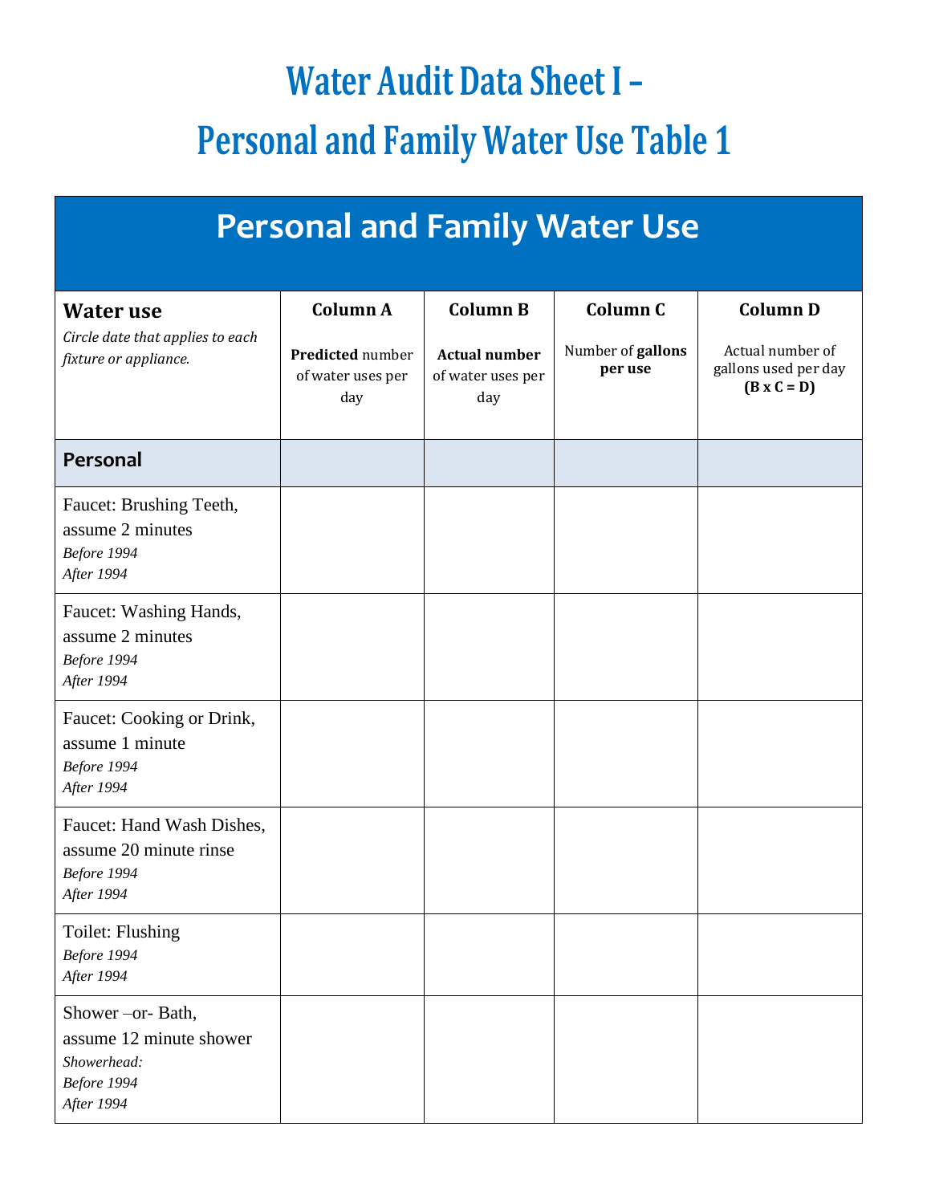# Water Audit Data Sheet I – Personal and Family Water Use Table 1

| Personal and Family Water Use | | | | |
|---|---|---|---|---|
| **Water use**<br>*Circle date that applies to each fixture or appliance.* | **Column A**<br>**Predicted** number of water uses per day | **Column B**<br>**Actual number** of water uses per day | **Column C**<br>Number of **gallons per use** | **Column D**<br>Actual number of gallons used per day **(B x C = D)** |
| **Personal** | | | | |
| Faucet: Brushing Teeth, assume 2 minutes<br>*Before 1994*<br>*After 1994* | | | | |
| Faucet: Washing Hands, assume 2 minutes<br>*Before 1994*<br>*After 1994* | | | | |
| Faucet: Cooking or Drink, assume 1 minute<br>*Before 1994*<br>*After 1994* | | | | |
| Faucet: Hand Wash Dishes, assume 20 minute rinse<br>*Before 1994*<br>*After 1994* | | | | |
| Toilet: Flushing<br>*Before 1994*<br>*After 1994* | | | | |
| Shower –or- Bath, assume 12 minute shower<br>*Showerhead:*<br>*Before 1994*<br>*After 1994* | | | | |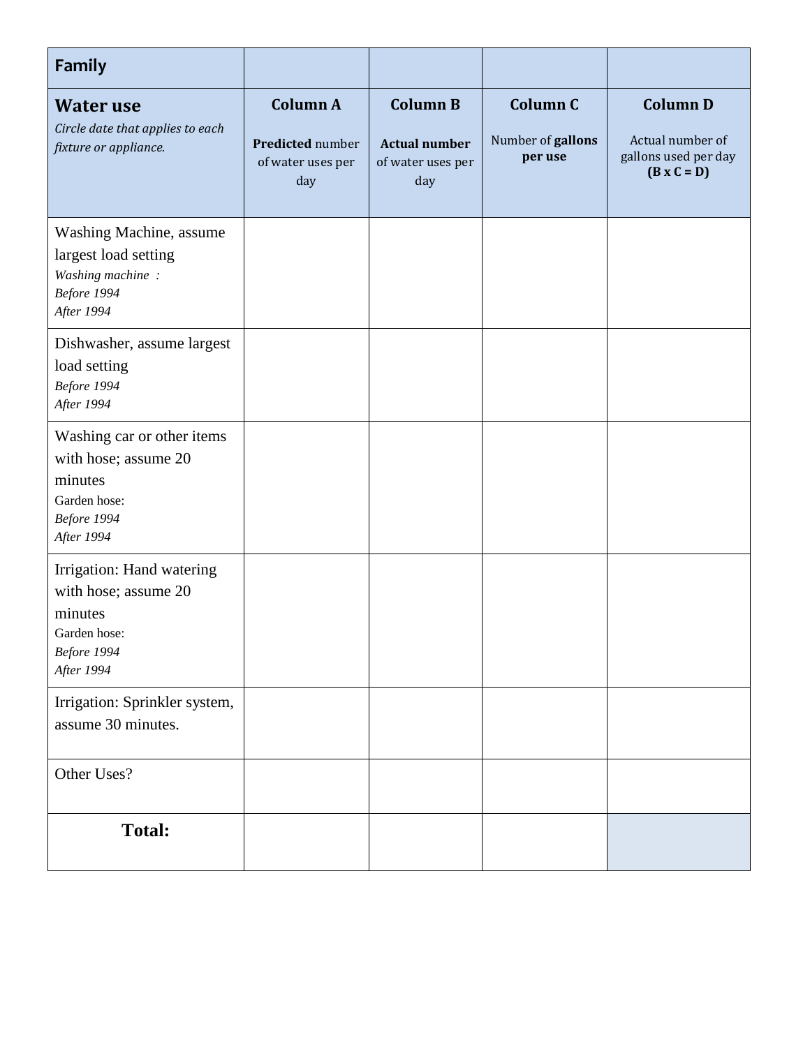| Family | | | | |
|---|---|---|---|---|
| **Water use**<br>*Circle date that applies to each fixture or appliance.* | **Column A**<br>**Predicted** number of water uses per day | **Column B**<br>**Actual number** of water uses per day | **Column C**<br>Number of **gallons per use** | **Column D**<br>Actual number of gallons used per day<br>**(B x C = D)** |
| Washing Machine, assume largest load setting<br>*Washing machine :*<br>*Before 1994*<br>*After 1994* | | | | |
| Dishwasher, assume largest load setting<br>*Before 1994*<br>*After 1994* | | | | |
| Washing car or other items with hose; assume 20 minutes<br>Garden hose:<br>*Before 1994*<br>*After 1994* | | | | |
| Irrigation: Hand watering with hose; assume 20 minutes<br>Garden hose:<br>*Before 1994*<br>*After 1994* | | | | |
| Irrigation: Sprinkler system, assume 30 minutes. | | | | |
| Other Uses? | | | | |
| **Total:** | | | | |